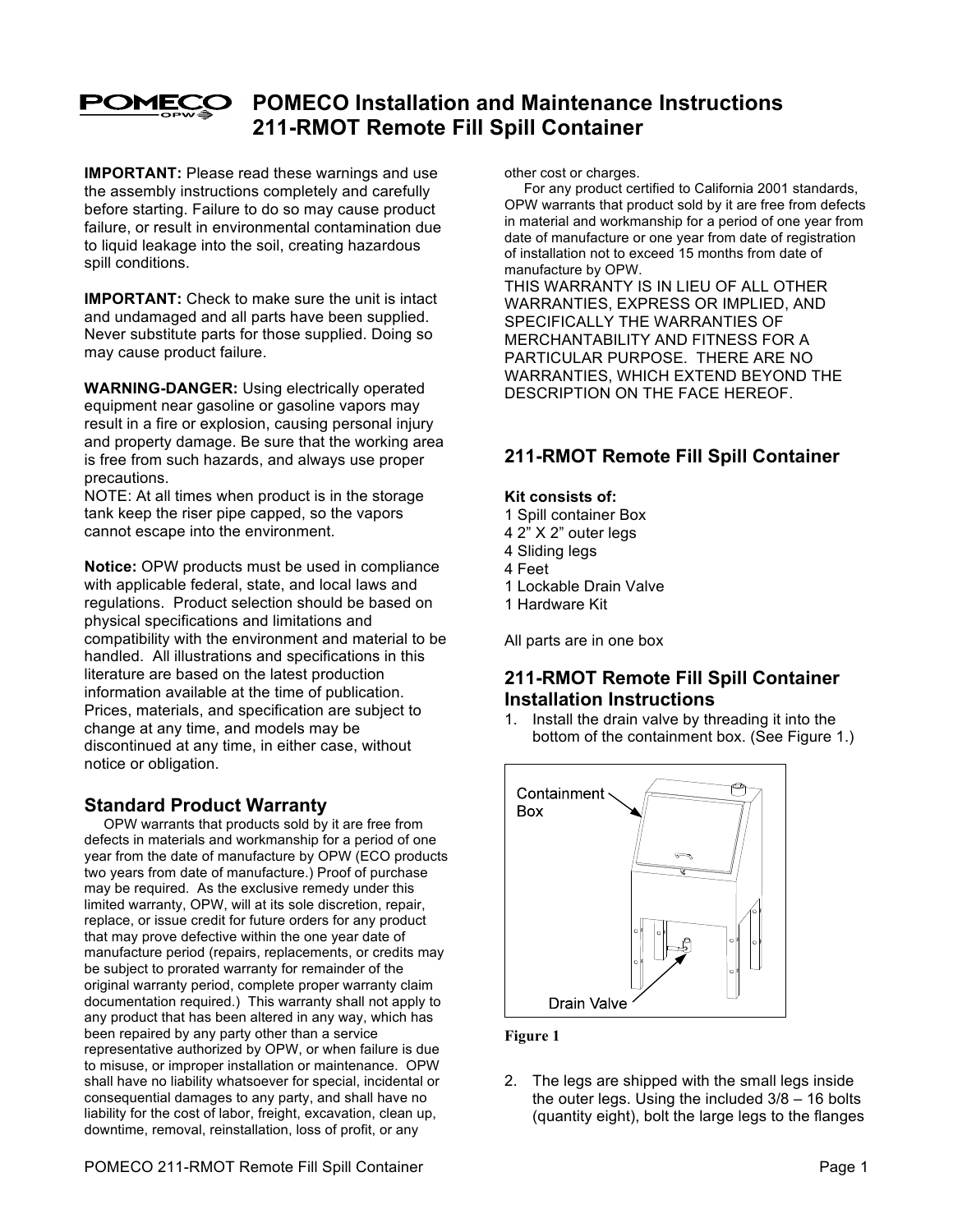# POMECO Installation and Maintenance Instructions 211-RMOT Remote Fill Spill Container

**IMPORTANT:** Please read these warnings and use the assembly instructions completely and carefully before starting. Failure to do so may cause product failure, or result in environmental contamination due to liquid leakage into the soil, creating hazardous spill conditions.

**IMPORTANT:** Check to make sure the unit is intact and undamaged and all parts have been supplied. Never substitute parts for those supplied. Doing so may cause product failure.

**WARNING-DANGER:** Using electrically operated equipment near gasoline or gasoline vapors may result in a fire or explosion, causing personal injury and property damage. Be sure that the working area is free from such hazards, and always use proper precautions.
NOTE: At all times when product is in the storage tank keep the riser pipe capped, so the vapors cannot escape into the environment.

**Notice:** OPW products must be used in compliance with applicable federal, state, and local laws and regulations. Product selection should be based on physical specifications and limitations and compatibility with the environment and material to be handled. All illustrations and specifications in this literature are based on the latest production information available at the time of publication. Prices, materials, and specification are subject to change at any time, and models may be discontinued at any time, in either case, without notice or obligation.

## Standard Product Warranty

OPW warrants that products sold by it are free from defects in materials and workmanship for a period of one year from the date of manufacture by OPW (ECO products two years from date of manufacture.) Proof of purchase may be required. As the exclusive remedy under this limited warranty, OPW, will at its sole discretion, repair, replace, or issue credit for future orders for any product that may prove defective within the one year date of manufacture period (repairs, replacements, or credits may be subject to prorated warranty for remainder of the original warranty period, complete proper warranty claim documentation required.) This warranty shall not apply to any product that has been altered in any way, which has been repaired by any party other than a service representative authorized by OPW, or when failure is due to misuse, or improper installation or maintenance. OPW shall have no liability whatsoever for special, incidental or consequential damages to any party, and shall have no liability for the cost of labor, freight, excavation, clean up, downtime, removal, reinstallation, loss of profit, or any other cost or charges.

For any product certified to California 2001 standards, OPW warrants that product sold by it are free from defects in material and workmanship for a period of one year from date of manufacture or one year from date of registration of installation not to exceed 15 months from date of manufacture by OPW.

THIS WARRANTY IS IN LIEU OF ALL OTHER WARRANTIES, EXPRESS OR IMPLIED, AND SPECIFICALLY THE WARRANTIES OF MERCHANTABILITY AND FITNESS FOR A PARTICULAR PURPOSE. THERE ARE NO WARRANTIES, WHICH EXTEND BEYOND THE DESCRIPTION ON THE FACE HEREOF.

## 211-RMOT Remote Fill Spill Container

**Kit consists of:**
1 Spill container Box
4 2" X 2" outer legs
4 Sliding legs
4 Feet
1 Lockable Drain Valve
1 Hardware Kit

All parts are in one box

## 211-RMOT Remote Fill Spill Container Installation Instructions

1. Install the drain valve by threading it into the bottom of the containment box. (See Figure 1.)

Containment Box

Drain Valve

Figure 1

2. The legs are shipped with the small legs inside the outer legs. Using the included 3/8 – 16 bolts (quantity eight), bolt the large legs to the flanges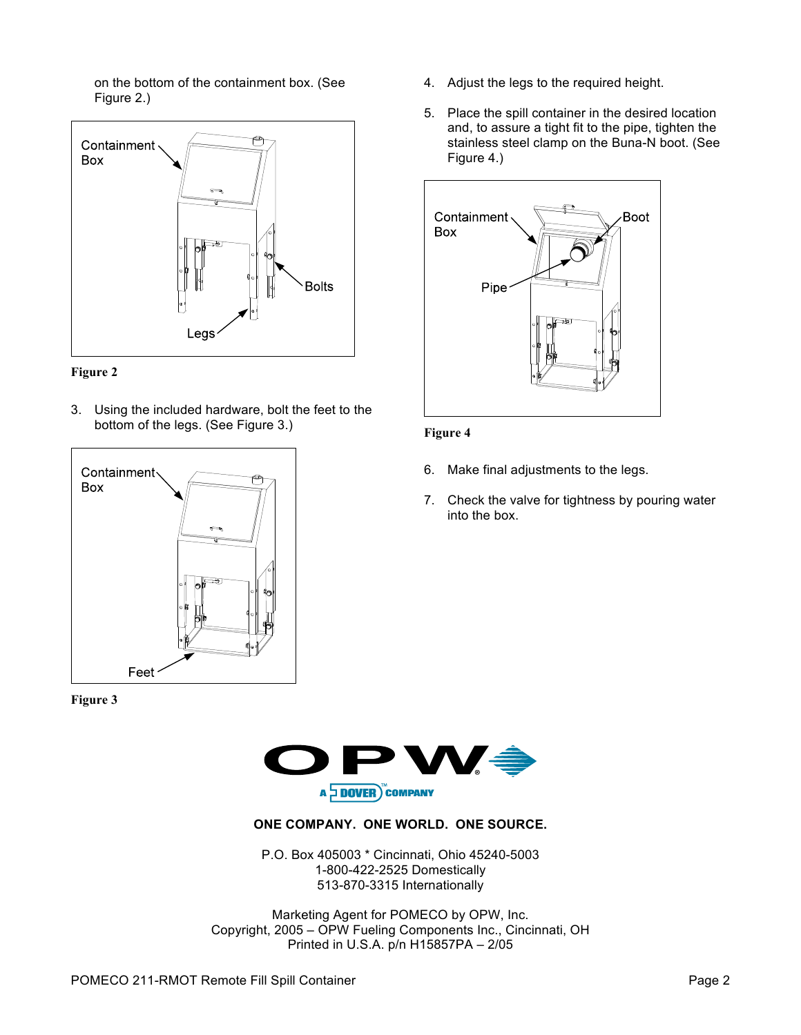on the bottom of the containment box. (See Figure 2.)

Containment Box

Bolts

Legs

**Figure 2**

3. Using the included hardware, bolt the feet to the bottom of the legs. (See Figure 3.)

Containment Box

Feet

**Figure 3**

4. Adjust the legs to the required height.

5. Place the spill container in the desired location and, to assure a tight fit to the pipe, tighten the stainless steel clamp on the Buna-N boot. (See Figure 4.)

Containment Box

Boot

Pipe

**Figure 4**

6. Make final adjustments to the legs.

7. Check the valve for tightness by pouring water into the box.

OPW

A DOVER COMPANY

**ONE COMPANY. ONE WORLD. ONE SOURCE.**

P.O. Box 405003 * Cincinnati, Ohio 45240-5003
1-800-422-2525 Domestically
513-870-3315 Internationally

Marketing Agent for POMECO by OPW, Inc.
Copyright, 2005 – OPW Fueling Components Inc., Cincinnati, OH
Printed in U.S.A. p/n H15857PA – 2/05